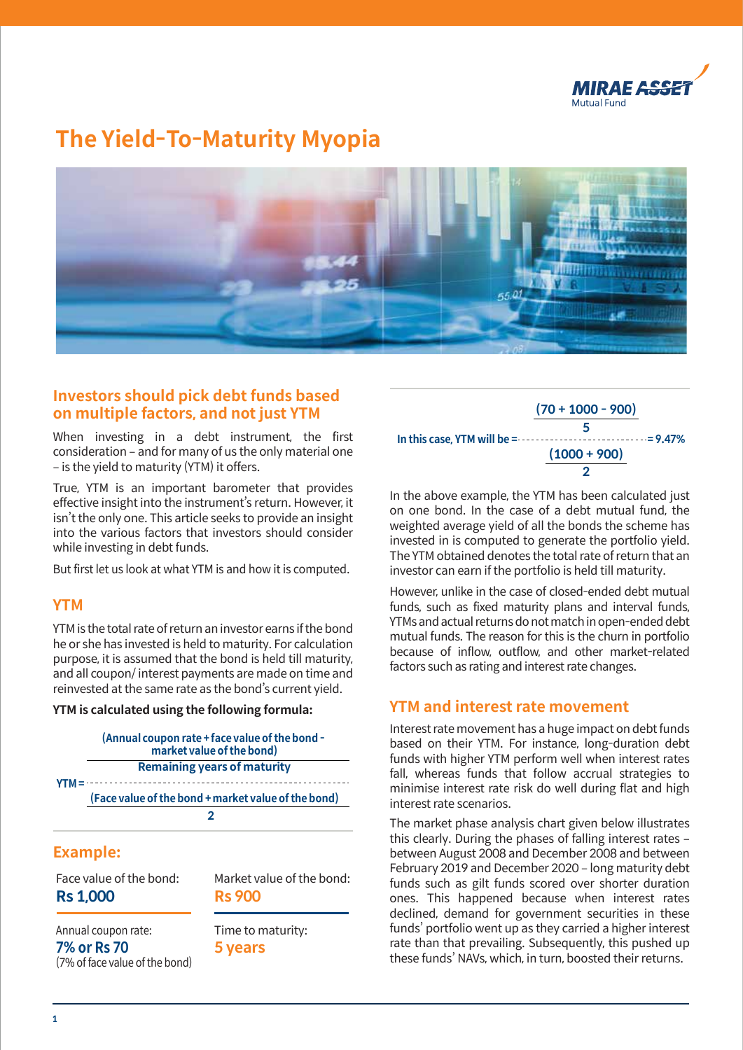# The Yield-To-Maturity Myopia

## Investors should pick debt funds based on multiple factors, and not just YTM

When investing in a debt instrument, the first consideration – and for many of us the only material one – is the yield to maturity (YTM) it offers.

True, YTM is an important barometer that provides effective insight into the instrument's return. However, it isn't the only one. This article seeks to provide an insight into the various factors that investors should consider while investing in debt funds.

But first let us look at what YTM is and how it is computed.

## YTM

YTM is the total rate of return an investor earns if the bond he or she has invested is held to maturity. For calculation purpose, it is assumed that the bond is held till maturity, and all coupon/ interest payments are made on time and reinvested at the same rate as the bond's current yield.

**YTM is calculated using the following formula:**

$$\text{YTM} = \frac{\dfrac{\text{Annual coupon rate} + \text{face value of the bond} - \text{market value of the bond}}{\text{Remaining years of maturity}}}{\dfrac{\text{Face value of the bond} + \text{market value of the bond}}{2}}$$

## Example:

Face value of the bond: **Rs 1,000**

Market value of the bond: **Rs 900**

Annual coupon rate: **7% or Rs 70** (7% of face value of the bond)

Time to maturity: **5 years**

$$\text{In this case, YTM will be} = \frac{\dfrac{(70 + 1000 - 900)}{5}}{\dfrac{(1000 + 900)}{2}} = 9.47\%$$

In the above example, the YTM has been calculated just on one bond. In the case of a debt mutual fund, the weighted average yield of all the bonds the scheme has invested in is computed to generate the portfolio yield. The YTM obtained denotes the total rate of return that an investor can earn if the portfolio is held till maturity.

However, unlike in the case of closed-ended debt mutual funds, such as fixed maturity plans and interval funds, YTMs and actual returns do not match in open-ended debt mutual funds. The reason for this is the churn in portfolio because of inflow, outflow, and other market-related factors such as rating and interest rate changes.

## YTM and interest rate movement

Interest rate movement has a huge impact on debt funds based on their YTM. For instance, long-duration debt funds with higher YTM perform well when interest rates fall, whereas funds that follow accrual strategies to minimise interest rate risk do well during flat and high interest rate scenarios.

The market phase analysis chart given below illustrates this clearly. During the phases of falling interest rates – between August 2008 and December 2008 and between February 2019 and December 2020 – long maturity debt funds such as gilt funds scored over shorter duration ones. This happened because when interest rates declined, demand for government securities in these funds' portfolio went up as they carried a higher interest rate than that prevailing. Subsequently, this pushed up these funds' NAVs, which, in turn, boosted their returns.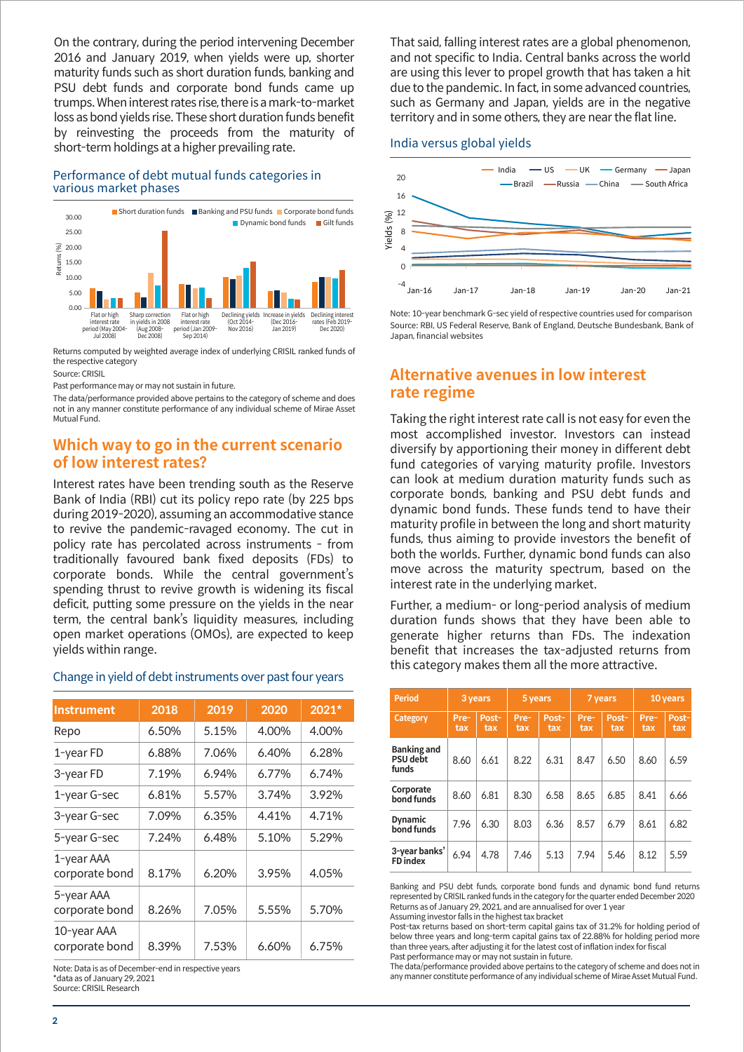On the contrary, during the period intervening December 2016 and January 2019, when yields were up, shorter maturity funds such as short duration funds, banking and PSU debt funds and corporate bond funds came up trumps. When interest rates rise, there is a mark-to-market loss as bond yields rise. These short duration funds benefit by reinvesting the proceeds from the maturity of short-term holdings at a higher prevailing rate.

### Performance of debt mutual funds categories in various market phases

Returns computed by weighted average index of underlying CRISIL ranked funds of the respective category

Source: CRISIL

Past performance may or may not sustain in future.

The data/performance provided above pertains to the category of scheme and does not in any manner constitute performance of any individual scheme of Mirae Asset Mutual Fund.

## Which way to go in the current scenario of low interest rates?

Interest rates have been trending south as the Reserve Bank of India (RBI) cut its policy repo rate (by 225 bps during 2019-2020), assuming an accommodative stance to revive the pandemic-ravaged economy. The cut in policy rate has percolated across instruments - from traditionally favoured bank fixed deposits (FDs) to corporate bonds. While the central government's spending thrust to revive growth is widening its fiscal deficit, putting some pressure on the yields in the near term, the central bank's liquidity measures, including open market operations (OMOs), are expected to keep yields within range.

### Change in yield of debt instruments over past four years

| Instrument | 2018 | 2019 | 2020 | 2021* |
|---|---|---|---|---|
| Repo | 6.50% | 5.15% | 4.00% | 4.00% |
| 1-year FD | 6.88% | 7.06% | 6.40% | 6.28% |
| 3-year FD | 7.19% | 6.94% | 6.77% | 6.74% |
| 1-year G-sec | 6.81% | 5.57% | 3.74% | 3.92% |
| 3-year G-sec | 7.09% | 6.35% | 4.41% | 4.71% |
| 5-year G-sec | 7.24% | 6.48% | 5.10% | 5.29% |
| 1-year AAA corporate bond | 8.17% | 6.20% | 3.95% | 4.05% |
| 5-year AAA corporate bond | 8.26% | 7.05% | 5.55% | 5.70% |
| 10-year AAA corporate bond | 8.39% | 7.53% | 6.60% | 6.75% |

Note: Data is as of December-end in respective years
*data as of January 29, 2021
Source: CRISIL Research

That said, falling interest rates are a global phenomenon, and not specific to India. Central banks across the world are using this lever to propel growth that has taken a hit due to the pandemic. In fact, in some advanced countries, such as Germany and Japan, yields are in the negative territory and in some others, they are near the flat line.

### India versus global yields

Note: 10-year benchmark G-sec yield of respective countries used for comparison
Source: RBI, US Federal Reserve, Bank of England, Deutsche Bundesbank, Bank of Japan, financial websites

## Alternative avenues in low interest rate regime

Taking the right interest rate call is not easy for even the most accomplished investor. Investors can instead diversify by apportioning their money in different debt fund categories of varying maturity profile. Investors can look at medium duration maturity funds such as corporate bonds, banking and PSU debt funds and dynamic bond funds. These funds tend to have their maturity profile in between the long and short maturity funds, thus aiming to provide investors the benefit of both the worlds. Further, dynamic bond funds can also move across the maturity spectrum, based on the interest rate in the underlying market.

Further, a medium- or long-period analysis of medium duration funds shows that they have been able to generate higher returns than FDs. The indexation benefit that increases the tax-adjusted returns from this category makes them all the more attractive.

| Period | 3 years | | 5 years | | 7 years | | 10 years | |
|---|---|---|---|---|---|---|---|---|
| Category | Pre-tax | Post-tax | Pre-tax | Post-tax | Pre-tax | Post-tax | Pre-tax | Post-tax |
| Banking and PSU debt funds | 8.60 | 6.61 | 8.22 | 6.31 | 8.47 | 6.50 | 8.60 | 6.59 |
| Corporate bond funds | 8.60 | 6.81 | 8.30 | 6.58 | 8.65 | 6.85 | 8.41 | 6.66 |
| Dynamic bond funds | 7.96 | 6.30 | 8.03 | 6.36 | 8.57 | 6.79 | 8.61 | 6.82 |
| 3-year banks' FD index | 6.94 | 4.78 | 7.46 | 5.13 | 7.94 | 5.46 | 8.12 | 5.59 |

Banking and PSU debt funds, corporate bond funds and dynamic bond fund returns represented by CRISIL ranked funds in the category for the quarter ended December 2020
Returns as of January 29, 2021, and are annualised for over 1 year
Assuming investor falls in the highest tax bracket
Post-tax returns based on short-term capital gains tax of 31.2% for holding period of below three years and long-term capital gains tax of 22.88% for holding period more than three years, after adjusting it for the latest cost of inflation index for fiscal
Past performance may or may not sustain in future.
The data/performance provided above pertains to the category of scheme and does not in any manner constitute performance of any individual scheme of Mirae Asset Mutual Fund.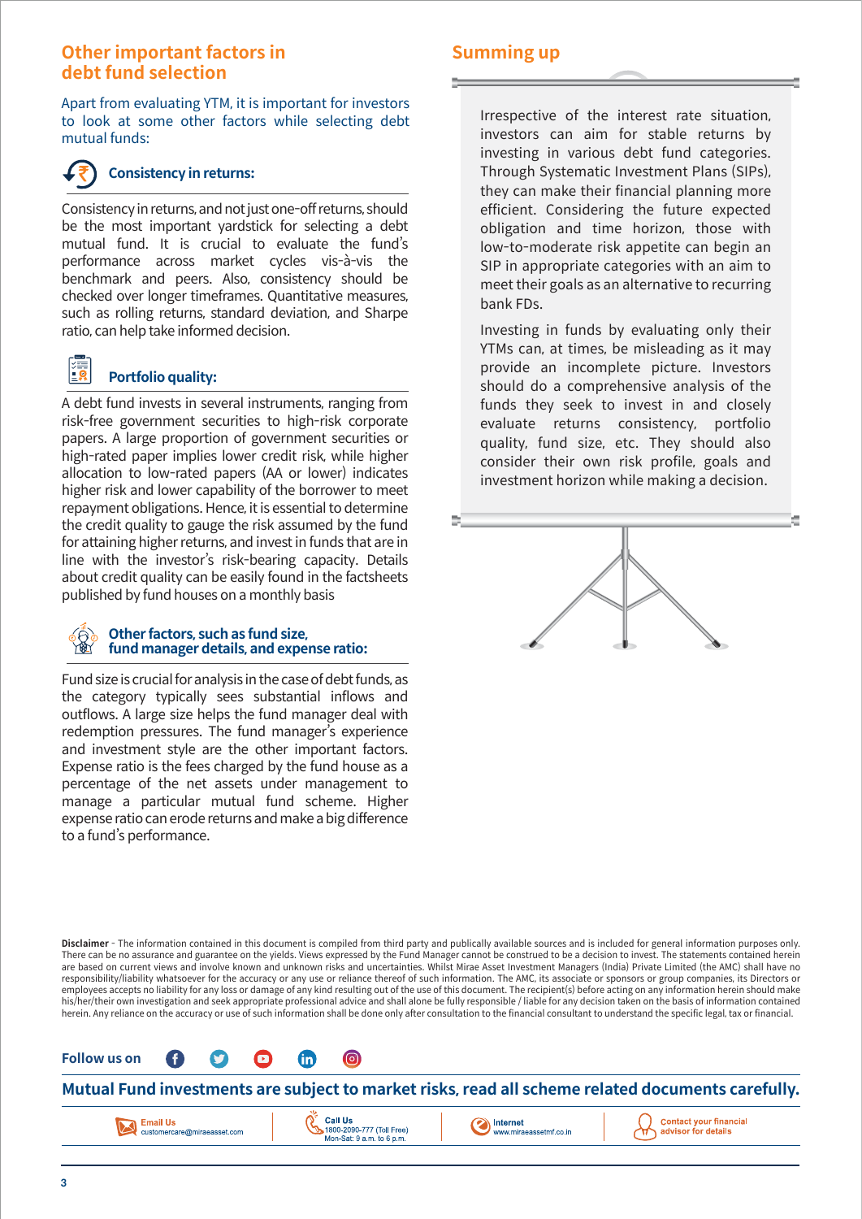## Other important factors in debt fund selection

Apart from evaluating YTM, it is important for investors to look at some other factors while selecting debt mutual funds:

### Consistency in returns:

Consistency in returns, and not just one-off returns, should be the most important yardstick for selecting a debt mutual fund. It is crucial to evaluate the fund's performance across market cycles vis-à-vis the benchmark and peers. Also, consistency should be checked over longer timeframes. Quantitative measures, such as rolling returns, standard deviation, and Sharpe ratio, can help take informed decision.

### Portfolio quality:

A debt fund invests in several instruments, ranging from risk-free government securities to high-risk corporate papers. A large proportion of government securities or high-rated paper implies lower credit risk, while higher allocation to low-rated papers (AA or lower) indicates higher risk and lower capability of the borrower to meet repayment obligations. Hence, it is essential to determine the credit quality to gauge the risk assumed by the fund for attaining higher returns, and invest in funds that are in line with the investor's risk-bearing capacity. Details about credit quality can be easily found in the factsheets published by fund houses on a monthly basis

### Other factors, such as fund size, fund manager details, and expense ratio:

Fund size is crucial for analysis in the case of debt funds, as the category typically sees substantial inflows and outflows. A large size helps the fund manager deal with redemption pressures. The fund manager's experience and investment style are the other important factors. Expense ratio is the fees charged by the fund house as a percentage of the net assets under management to manage a particular mutual fund scheme. Higher expense ratio can erode returns and make a big difference to a fund's performance.

## Summing up

Irrespective of the interest rate situation, investors can aim for stable returns by investing in various debt fund categories. Through Systematic Investment Plans (SIPs), they can make their financial planning more efficient. Considering the future expected obligation and time horizon, those with low-to-moderate risk appetite can begin an SIP in appropriate categories with an aim to meet their goals as an alternative to recurring bank FDs.

Investing in funds by evaluating only their YTMs can, at times, be misleading as it may provide an incomplete picture. Investors should do a comprehensive analysis of the funds they seek to invest in and closely evaluate returns consistency, portfolio quality, fund size, etc. They should also consider their own risk profile, goals and investment horizon while making a decision.

**Disclaimer** - The information contained in this document is compiled from third party and publically available sources and is included for general information purposes only. There can be no assurance and guarantee on the yields. Views expressed by the Fund Manager cannot be construed to be a decision to invest. The statements contained herein are based on current views and involve known and unknown risks and uncertainties. Whilst Mirae Asset Investment Managers (India) Private Limited (the AMC) shall have no responsibility/liability whatsoever for the accuracy or any use or reliance thereof of such information. The AMC, its associate or sponsors or group companies, its Directors or employees accepts no liability for any loss or damage of any kind resulting out of the use of this document. The recipient(s) before acting on any information herein should make his/her/their own investigation and seek appropriate professional advice and shall alone be fully responsible / liable for any decision taken on the basis of information contained herein. Any reliance on the accuracy or use of such information shall be done only after consultation to the financial consultant to understand the specific legal, tax or financial.

**Follow us on**

**Mutual Fund investments are subject to market risks, read all scheme related documents carefully.**

Email Us customercare@miraeasset.com | Call Us 1800-2090-777 (Toll Free) Mon-Sat: 9 a.m. to 6 p.m. | Internet www.miraeassetmf.co.in | Contact your financial advisor for details